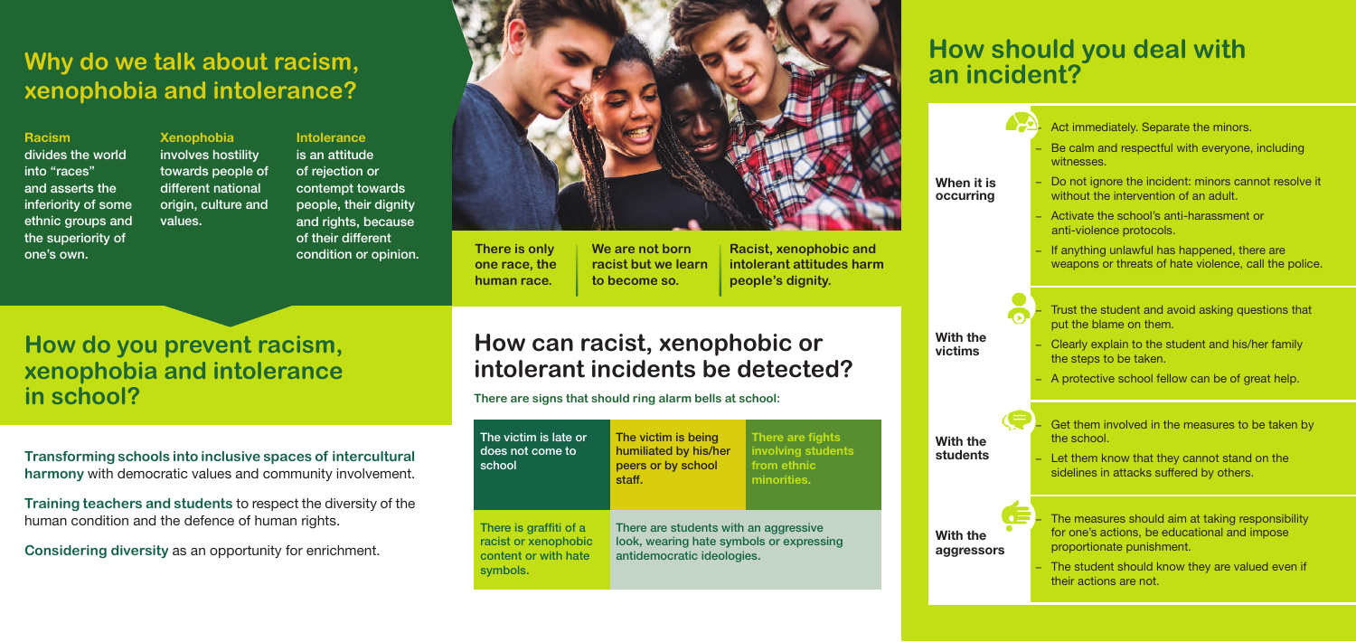## Why do we talk about racism, xenophobia and intolerance?

**Racism** divides the world into "races" and asserts the inferiority of some ethnic groups and the superiority of one's own.

**Xenophobia** involves hostility towards people of different national origin, culture and values.

**Intolerance** is an attitude of rejection or contempt towards people, their dignity and rights, because of their different condition or opinion.

**There is only one race, the human race.**

**We are not born racist but we learn to become so.**

**Racist, xenophobic and intolerant attitudes harm people's dignity.**

## How do you prevent racism, xenophobia and intolerance in school?

**Transforming schools into inclusive spaces of intercultural harmony** with democratic values and community involvement.

**Training teachers and students** to respect the diversity of the human condition and the defence of human rights.

**Considering diversity** as an opportunity for enrichment.

## How can racist, xenophobic or intolerant incidents be detected?

**There are signs that should ring alarm bells at school:**

| The victim is late or does not come to school | The victim is being humiliated by his/her peers or by school staff. | There are fights involving students from ethnic minorities. |
|---|---|---|
| There is graffiti of a racist or xenophobic content or with hate symbols. | There are students with an aggressive look, wearing hate symbols or expressing antidemocratic ideologies. | |

## How should you deal with an incident?

**When it is occurring**

- Act immediately. Separate the minors.
- Be calm and respectful with everyone, including witnesses.
- Do not ignore the incident: minors cannot resolve it without the intervention of an adult.
- Activate the school's anti-harassment or anti-violence protocols.
- If anything unlawful has happened, there are weapons or threats of hate violence, call the police.

**With the victims**

- Trust the student and avoid asking questions that put the blame on them.
- Clearly explain to the student and his/her family the steps to be taken.
- A protective school fellow can be of great help.

**With the students**

- Get them involved in the measures to be taken by the school.
- Let them know that they cannot stand on the sidelines in attacks suffered by others.

**With the aggressors**

- The measures should aim at taking responsibility for one's actions, be educational and impose proportionate punishment.
- The student should know they are valued even if their actions are not.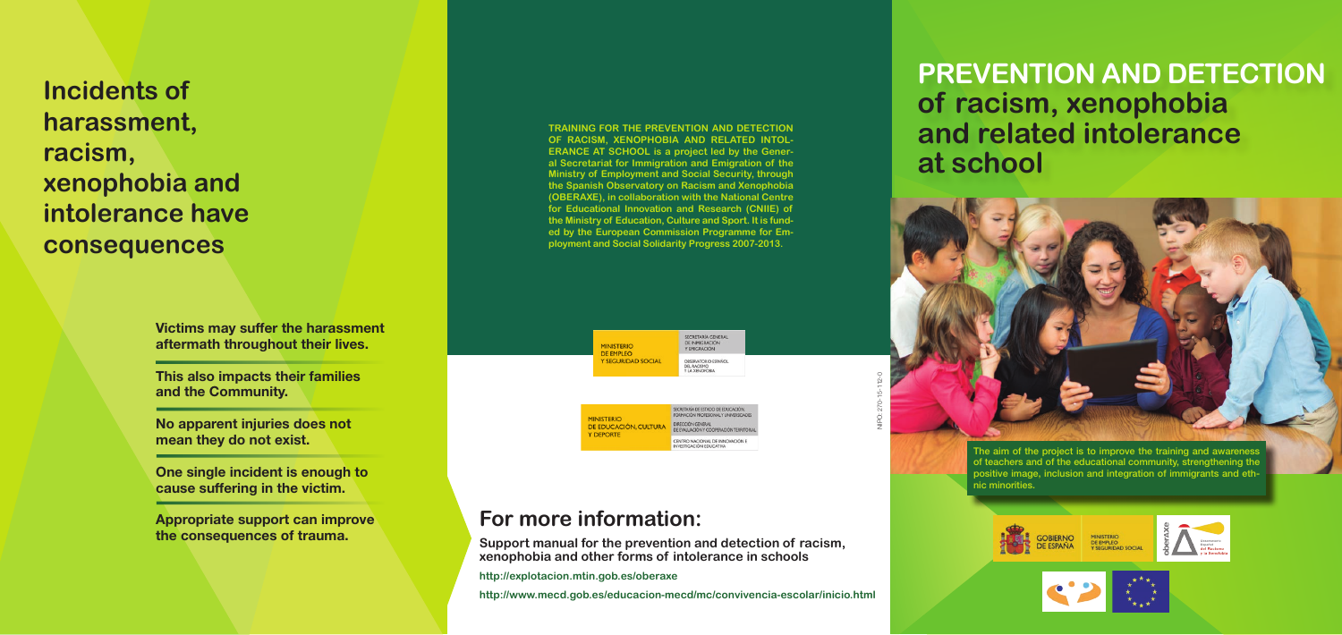# Incidents of harassment, racism, xenophobia and intolerance have consequences

**Victims may suffer the harassment aftermath throughout their lives.**

**This also impacts their families and the Community.**

**No apparent injuries does not mean they do not exist.**

**One single incident is enough to cause suffering in the victim.**

**Appropriate support can improve the consequences of trauma.**

**TRAINING FOR THE PREVENTION AND DETECTION OF RACISM, XENOPHOBIA AND RELATED INTOLERANCE AT SCHOOL is a project led by the General Secretariat for Immigration and Emigration of the Ministry of Employment and Social Security, through the Spanish Observatory on Racism and Xenophobia (OBERAXE), in collaboration with the National Centre for Educational Innovation and Research (CNIIE) of the Ministry of Education, Culture and Sport. It is funded by the European Commission Programme for Employment and Social Solidarity Progress 2007-2013.**

MINISTERIO DE EMPLEO Y SEGURIDAD SOCIAL — SECRETARÍA GENERAL DE INMIGRACIÓN Y EMIGRACIÓN — OBSERVATORIO ESPAÑOL DEL RACISMO Y LA XENOFOBIA

MINISTERIO DE EDUCACIÓN, CULTURA Y DEPORTE — SECRETARÍA DE ESTADO DE EDUCACIÓN, FORMACIÓN PROFESIONAL Y UNIVERSIDADES — DIRECCIÓN GENERAL DE EVALUACIÓN Y COOPERACIÓN TERRITORIAL — CENTRO NACIONAL DE INNOVACIÓN E INVESTIGACIÓN EDUCATIVA

NIPO: 270-15-112-0

## For more information:

**Support manual for the prevention and detection of racism, xenophobia and other forms of intolerance in schools**

**http://explotacion.mtin.gob.es/oberaxe**

**http://www.mecd.gob.es/educacion-mecd/mc/convivencia-escolar/inicio.html**

# PREVENTION AND DETECTION of racism, xenophobia and related intolerance at school

The aim of the project is to improve the training and awareness of teachers and of the educational community, strengthening the positive image, inclusion and integration of immigrants and ethnic minorities.

GOBIERNO DE ESPAÑA — MINISTERIO DE EMPLEO Y SEGURIDAD SOCIAL — oberaxe Observatorio Español del Racismo y la Xenofobia